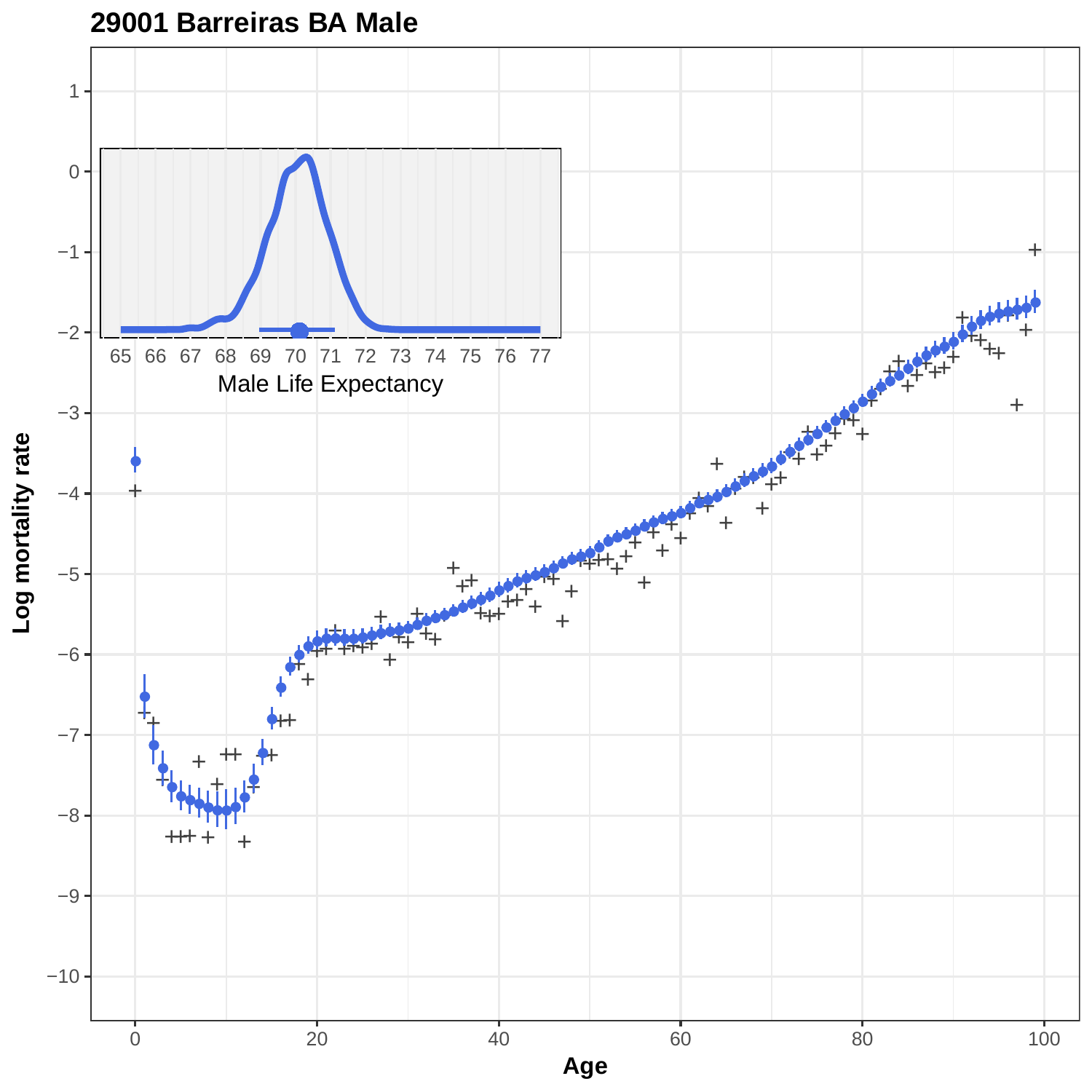# 29001 Barreiras BA Male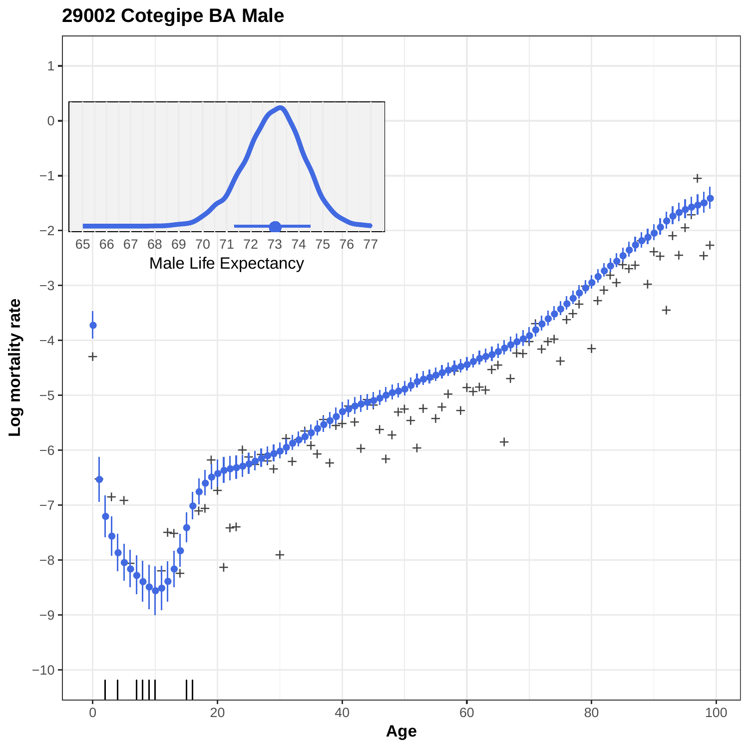# 29002 Cotegipe BA Male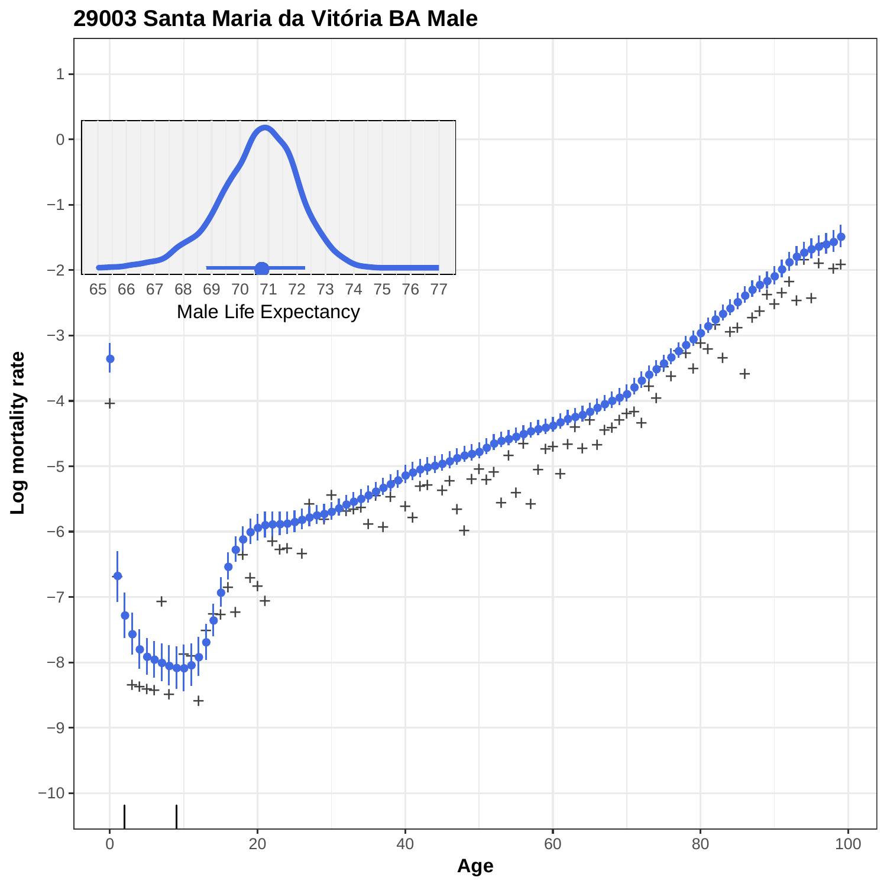# 29003 Santa Maria da Vitória BA Male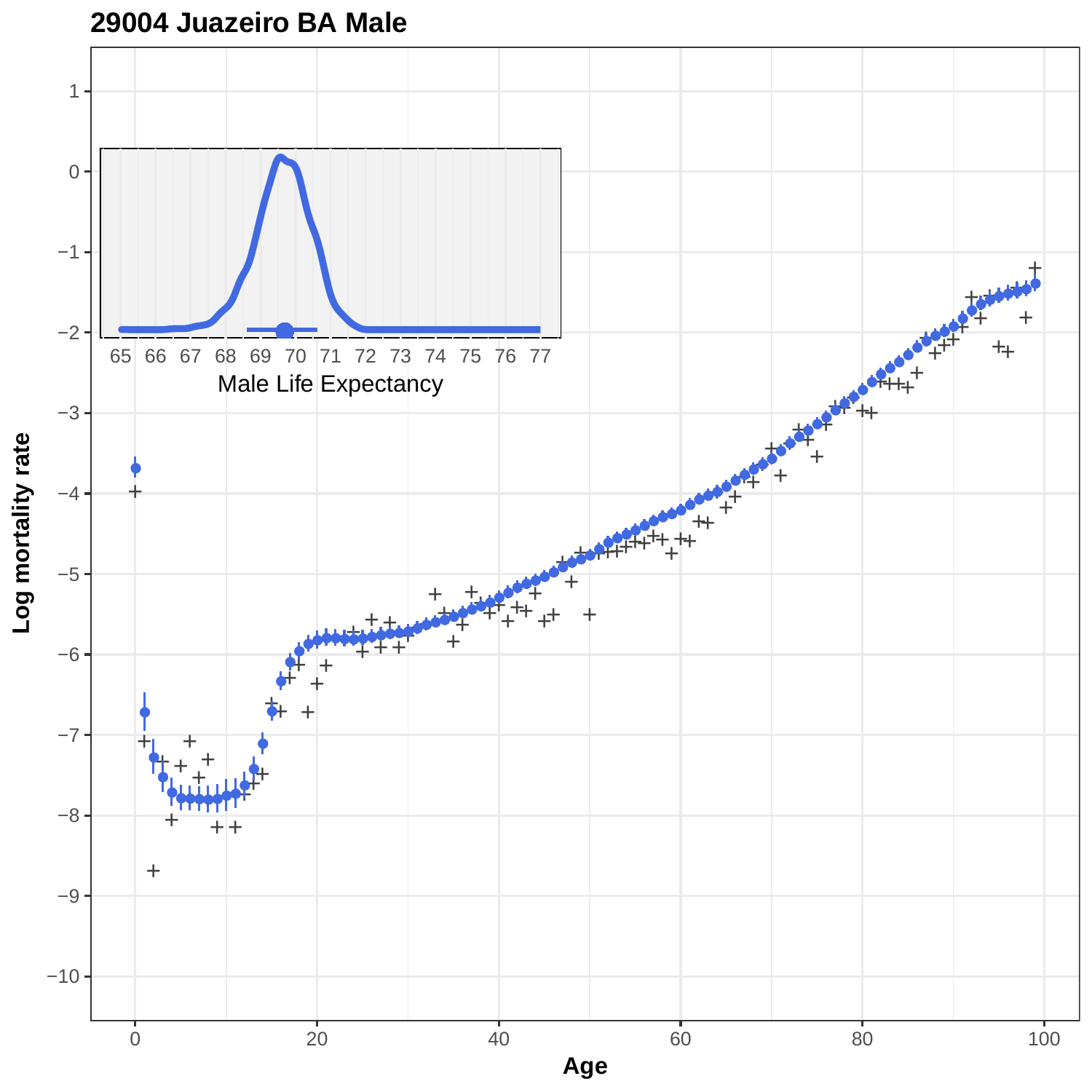# 29004 Juazeiro BA Male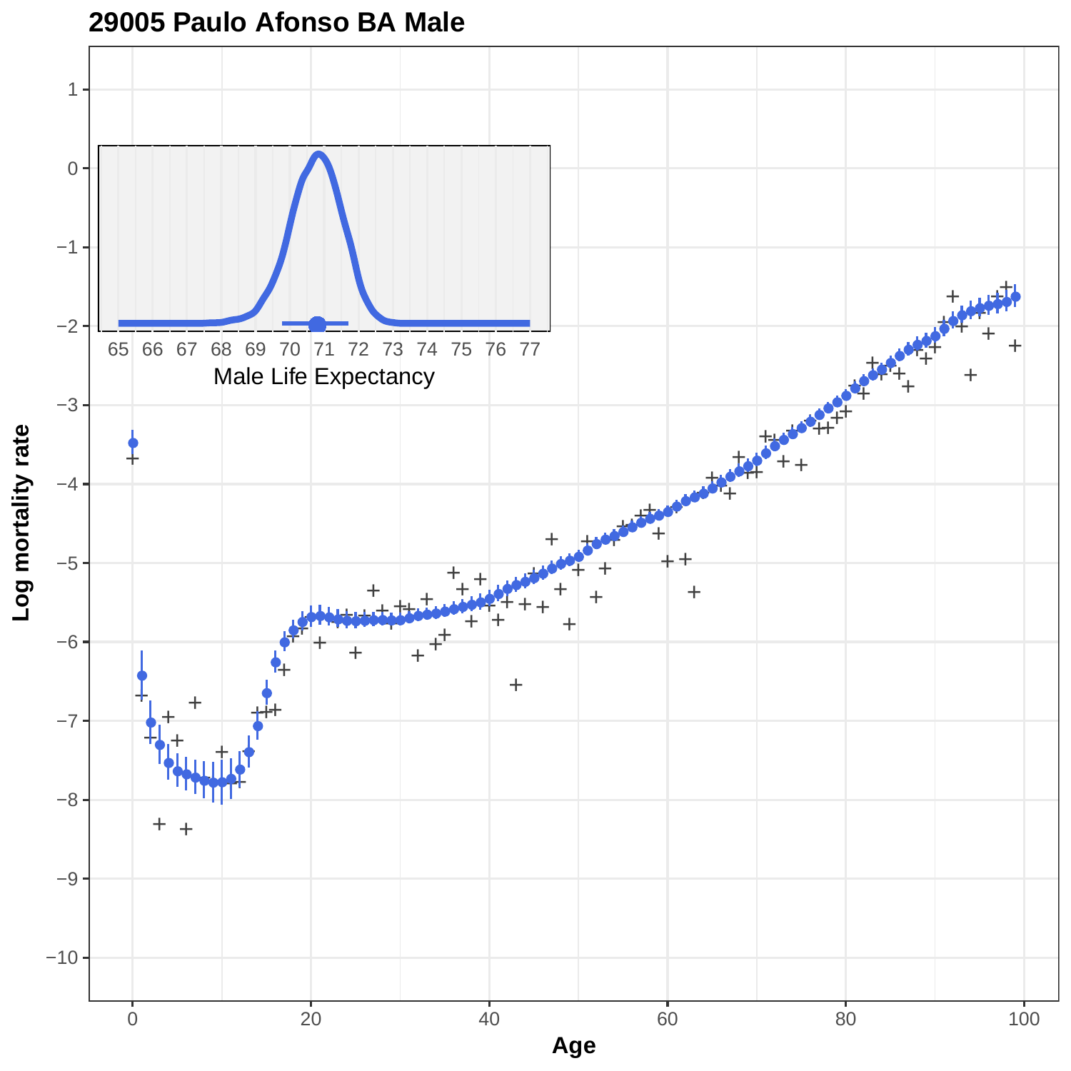# 29005 Paulo Afonso BA Male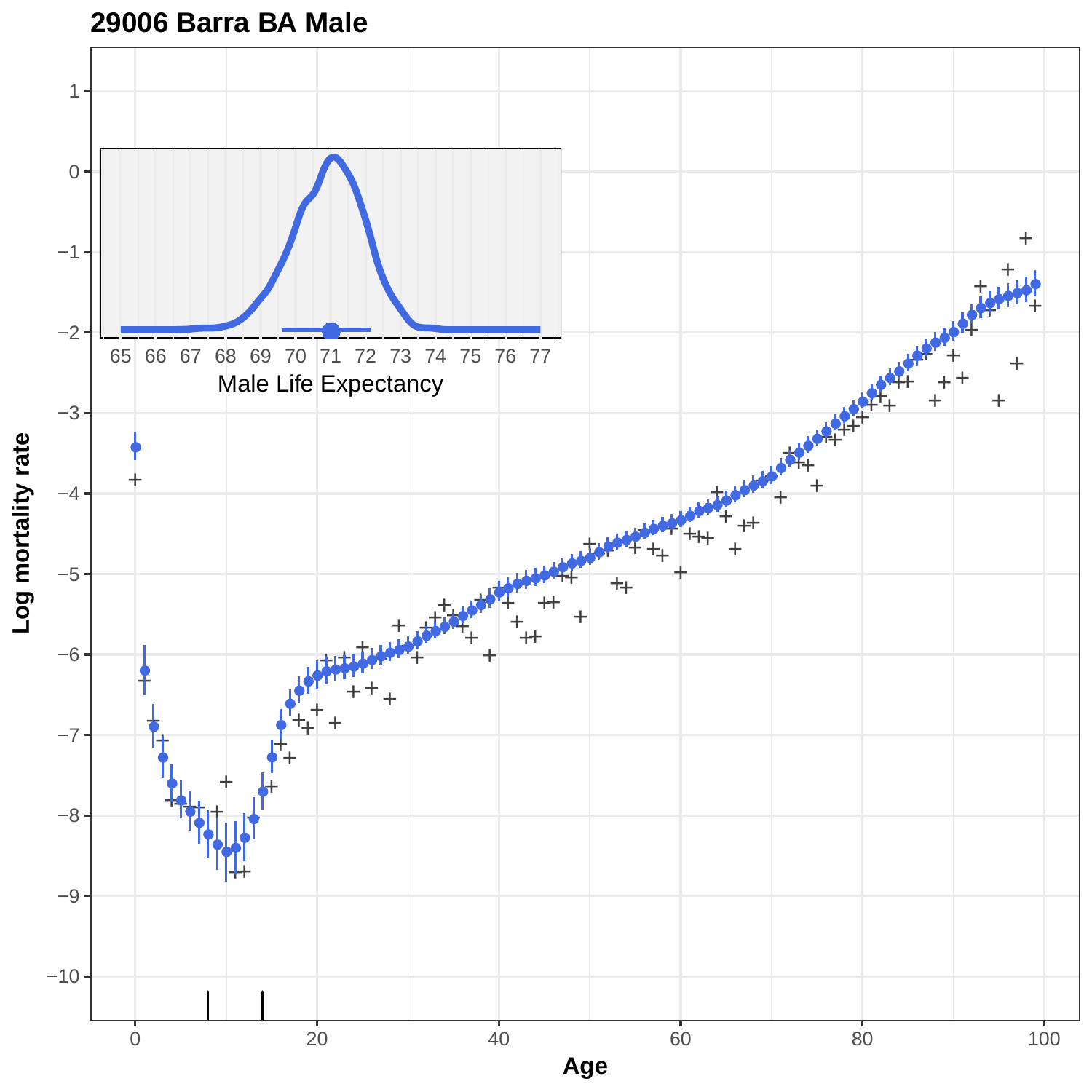**29006 Barra BA Male**

Male Life Expectancy

Log mortality rate

Age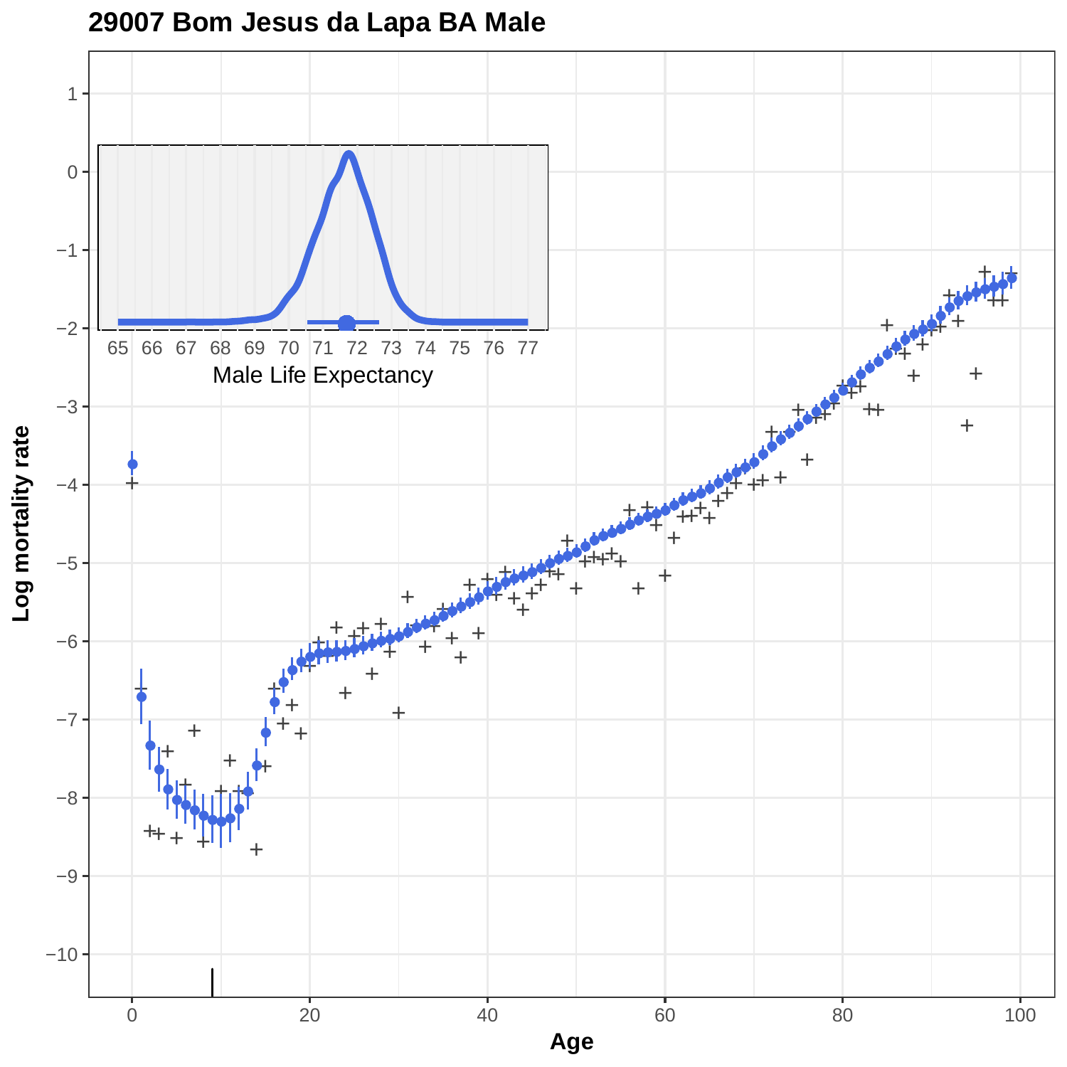**29007 Bom Jesus da Lapa BA Male**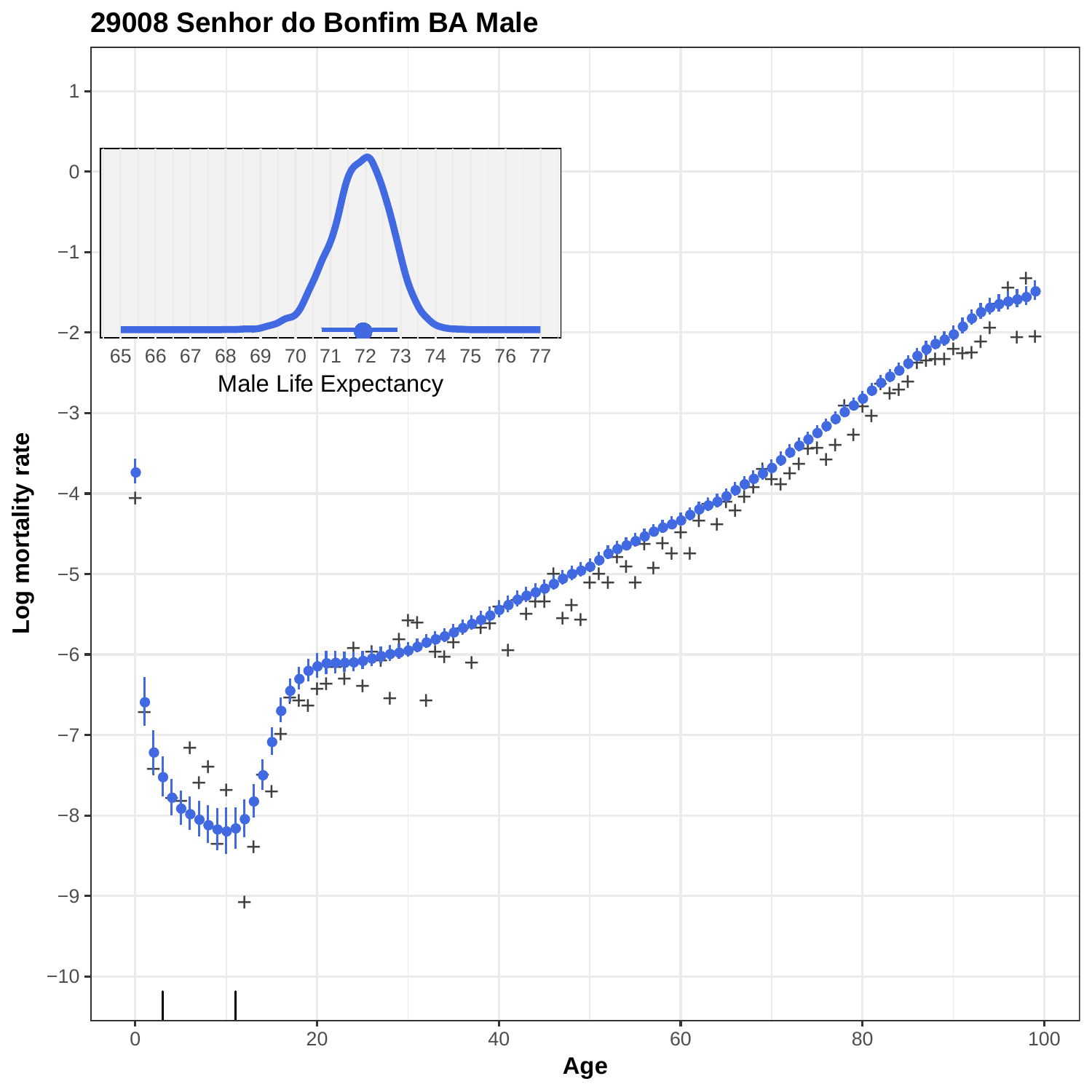# 29008 Senhor do Bonfim BA Male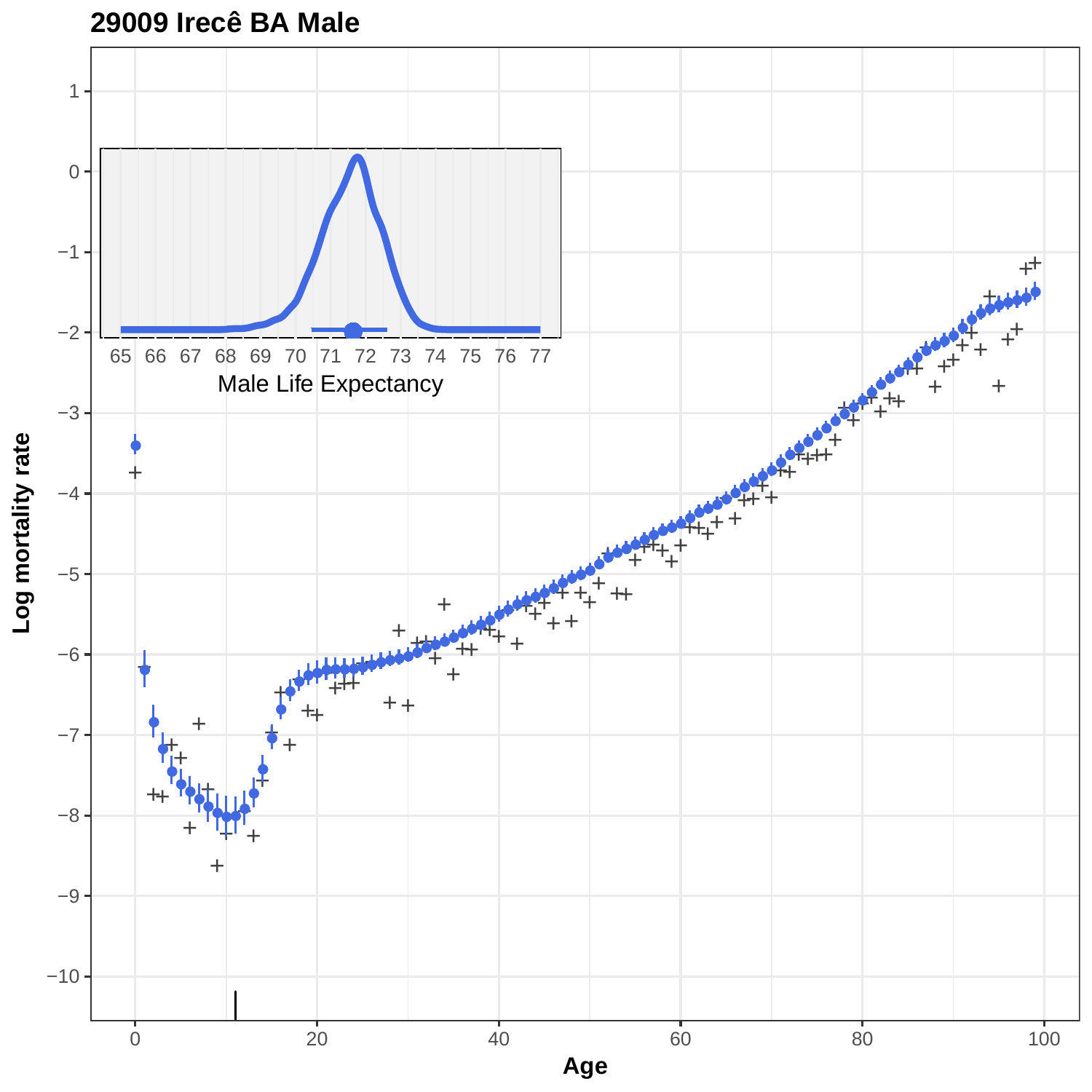**29009 Irecê BA Male**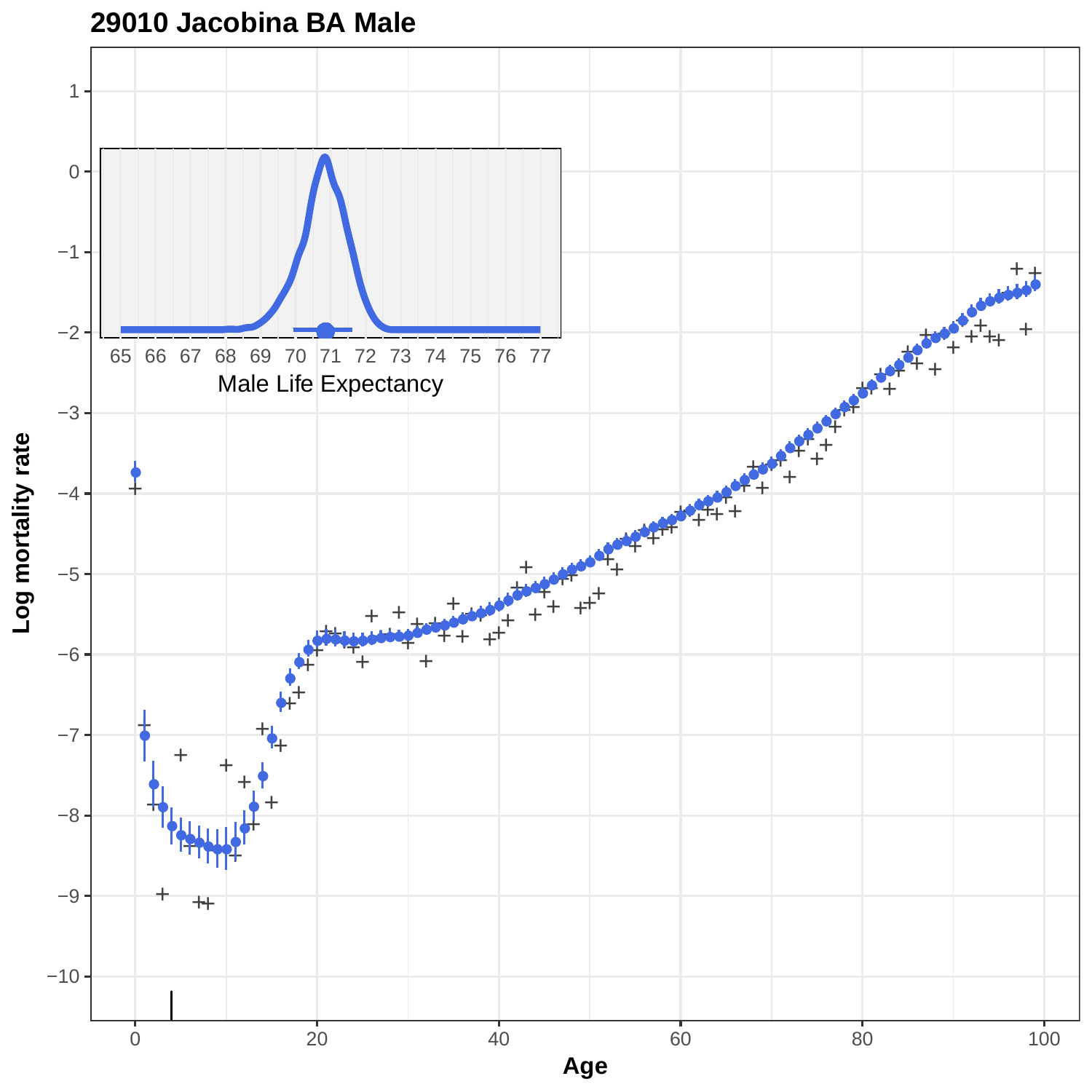**29010 Jacobina BA Male**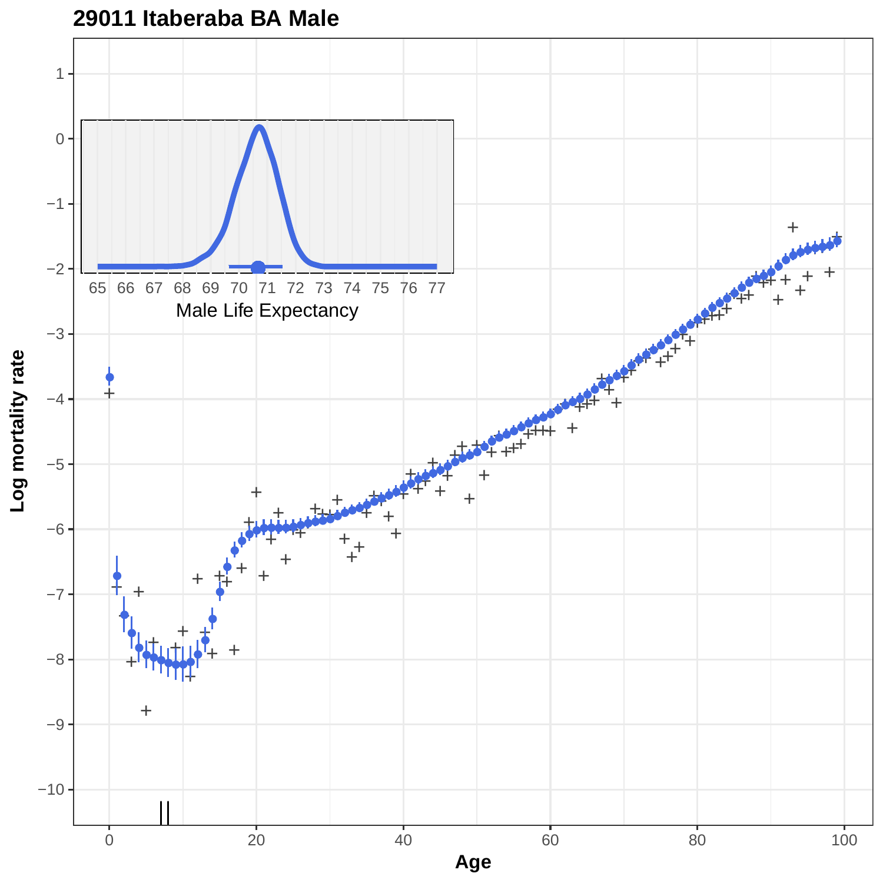# 29011 Itaberaba BA Male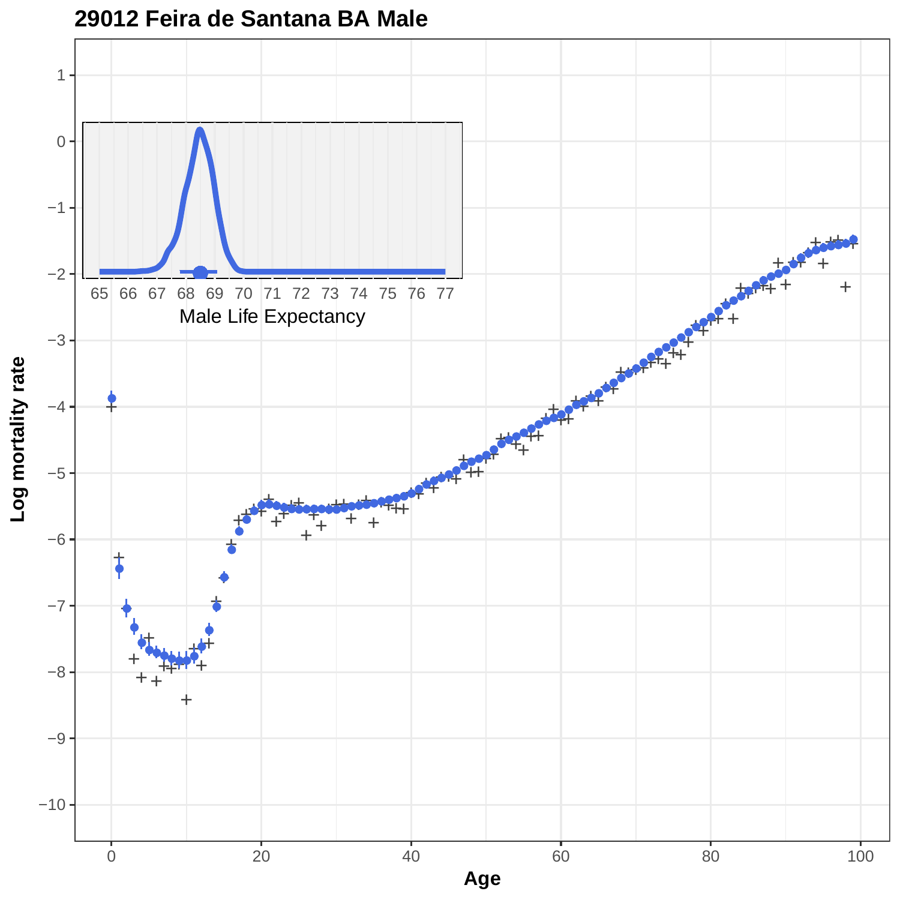# 29012 Feira de Santana BA Male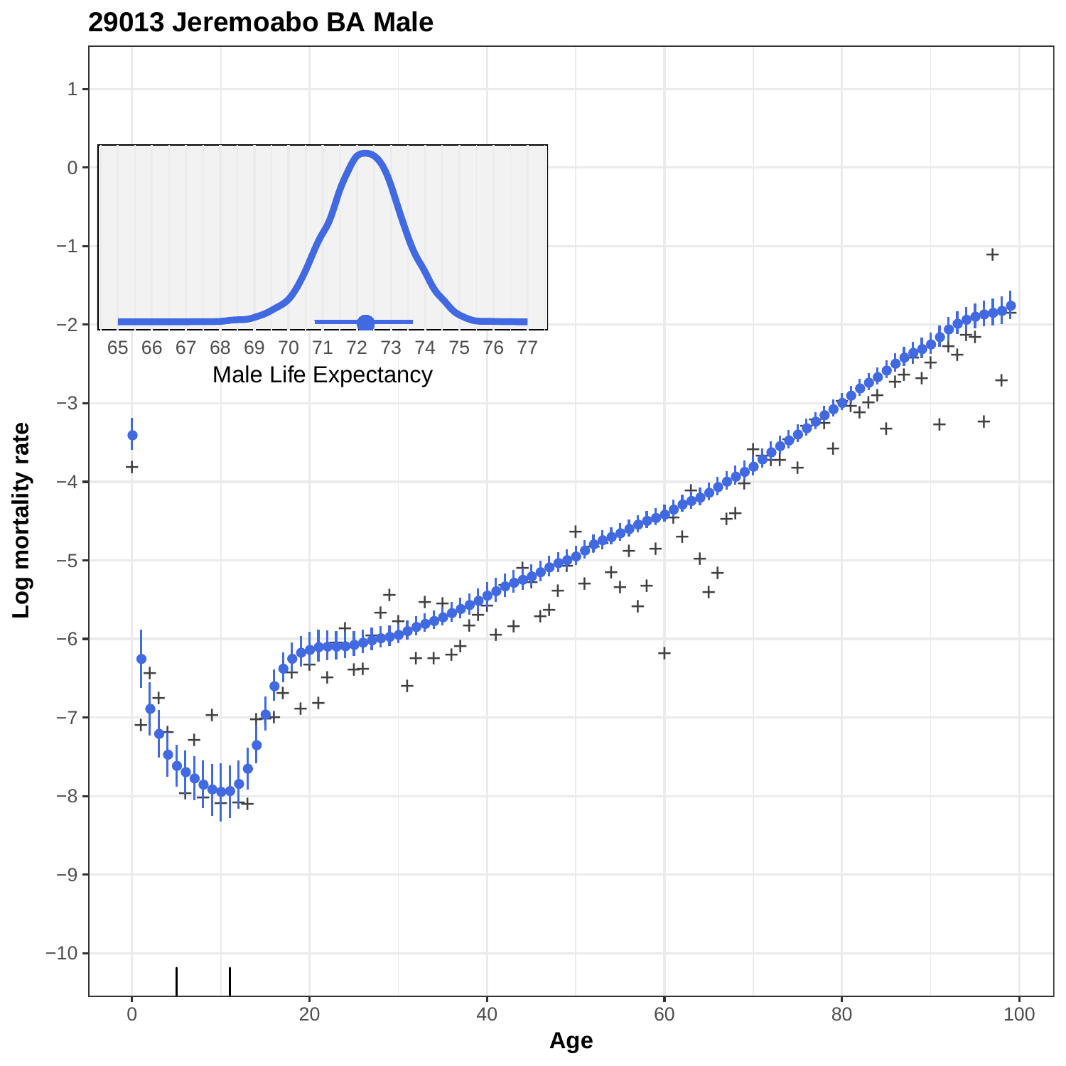# 29013 Jeremoabo BA Male

Log mortality rate

Age

Male Life Expectancy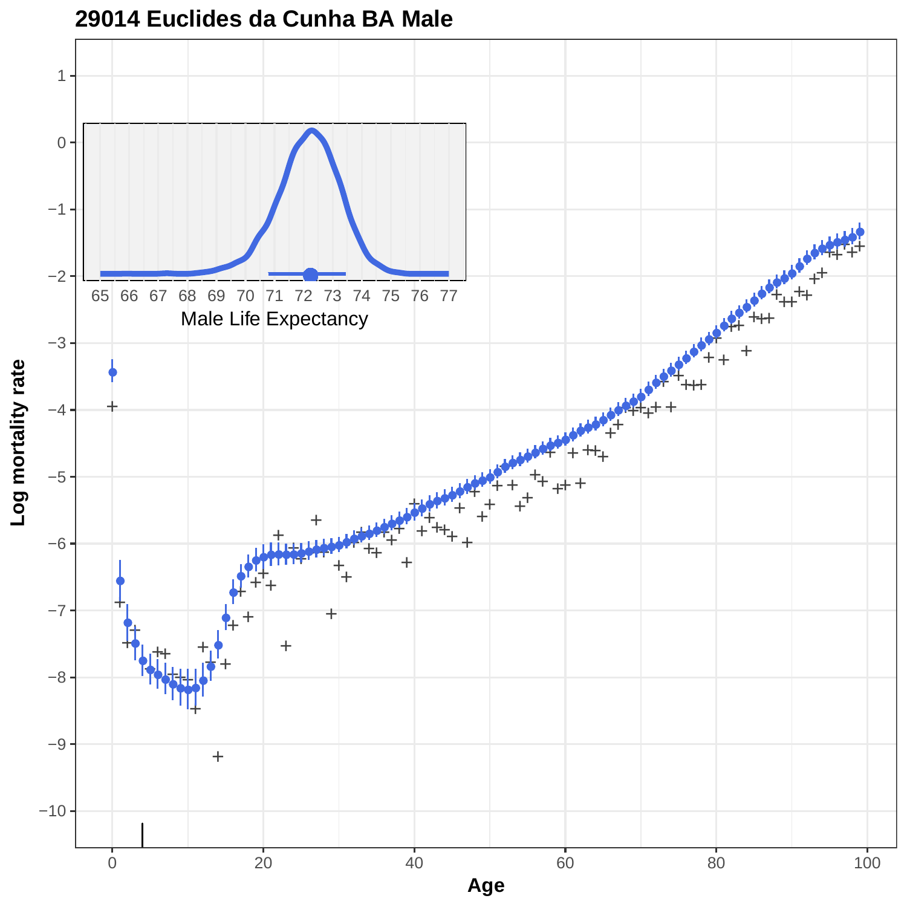# 29014 Euclides da Cunha BA Male

Male Life Expectancy

Log mortality rate

Age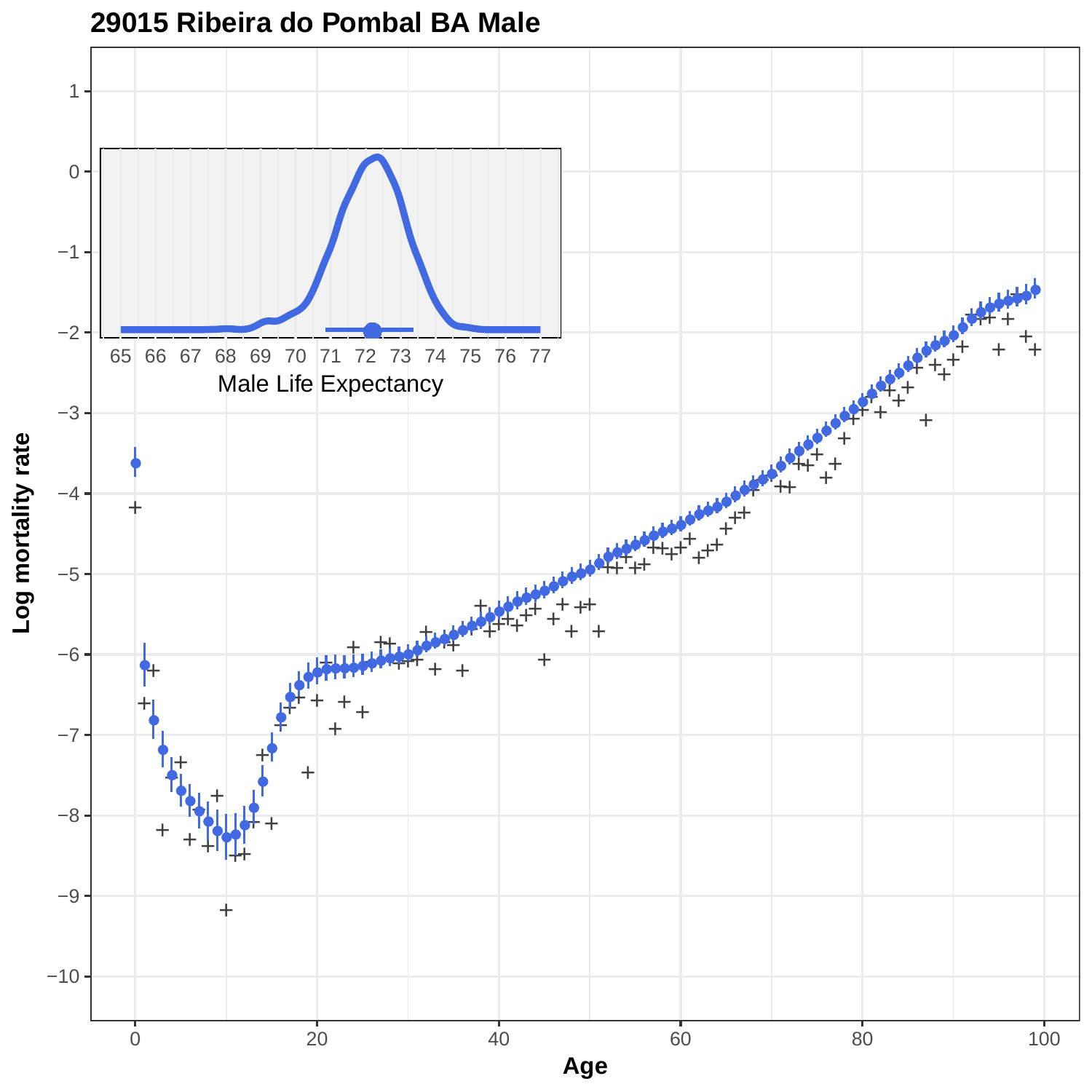# 29015 Ribeira do Pombal BA Male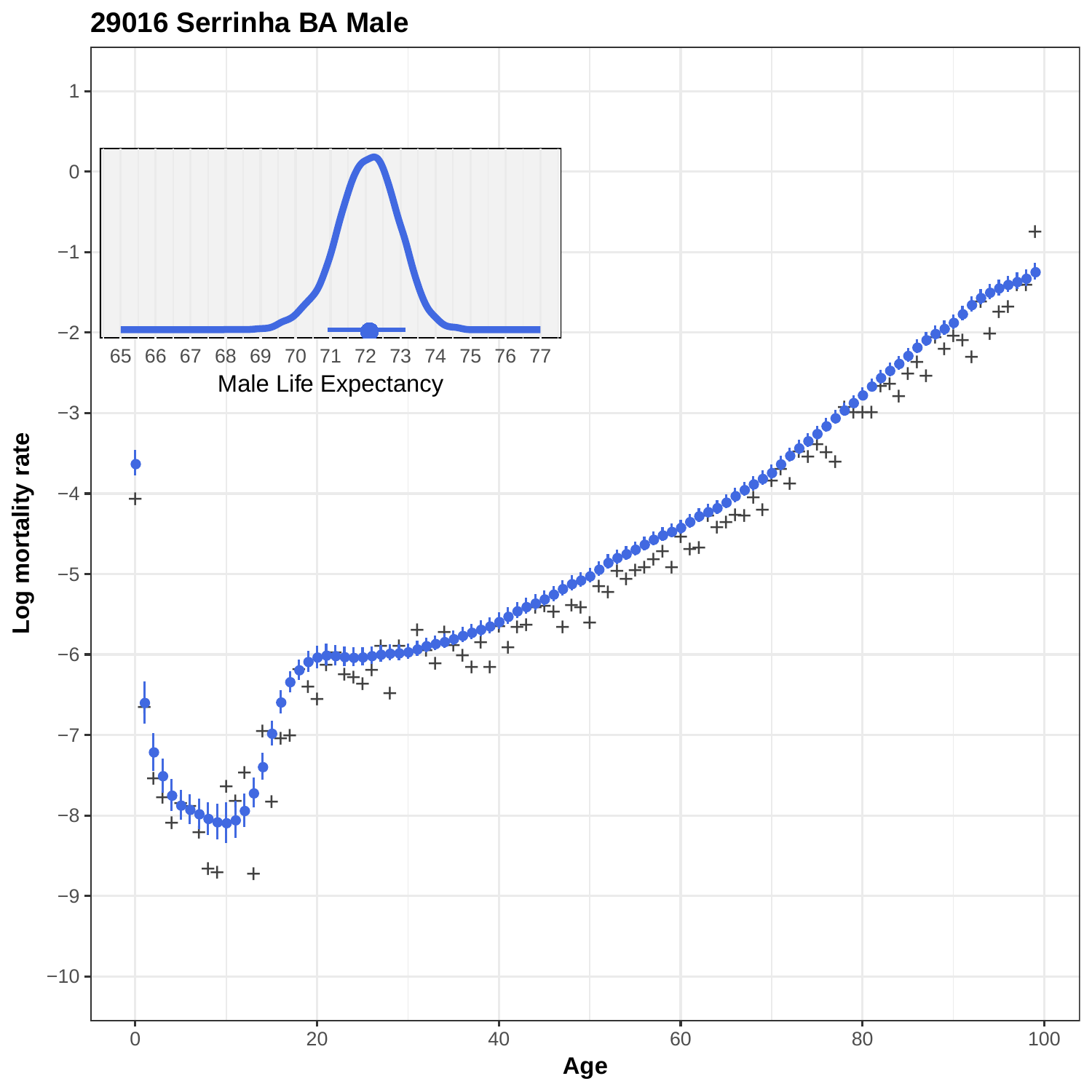## 29016 Serrinha BA Male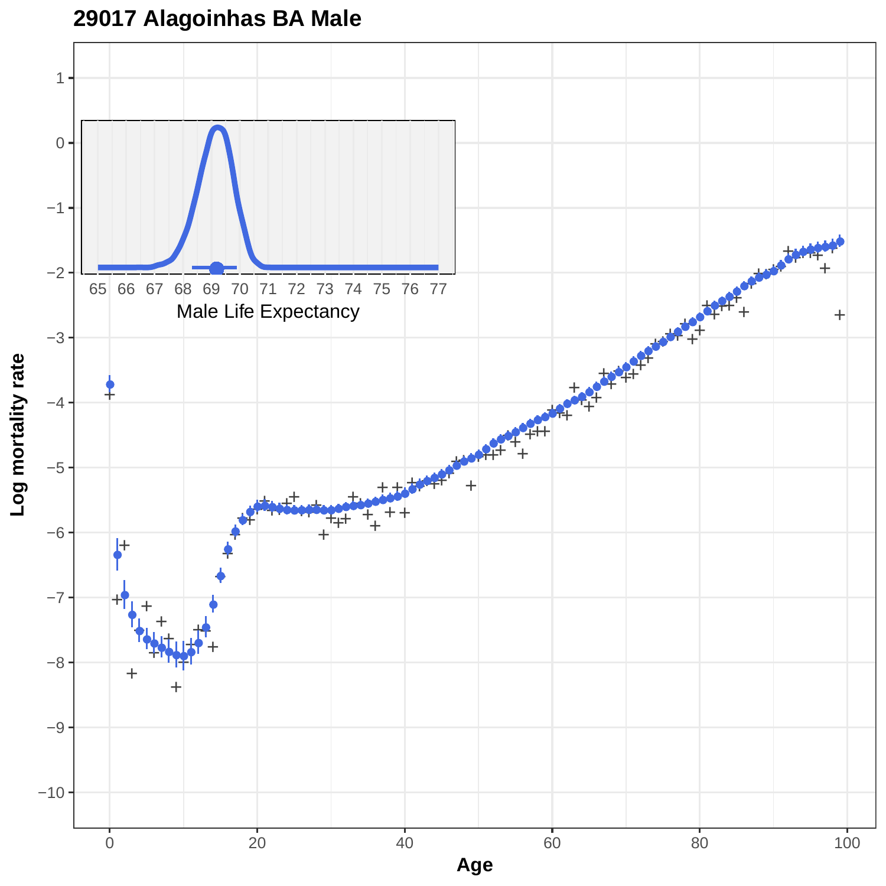**29017 Alagoinhas BA Male**

Log mortality rate

Age

Male Life Expectancy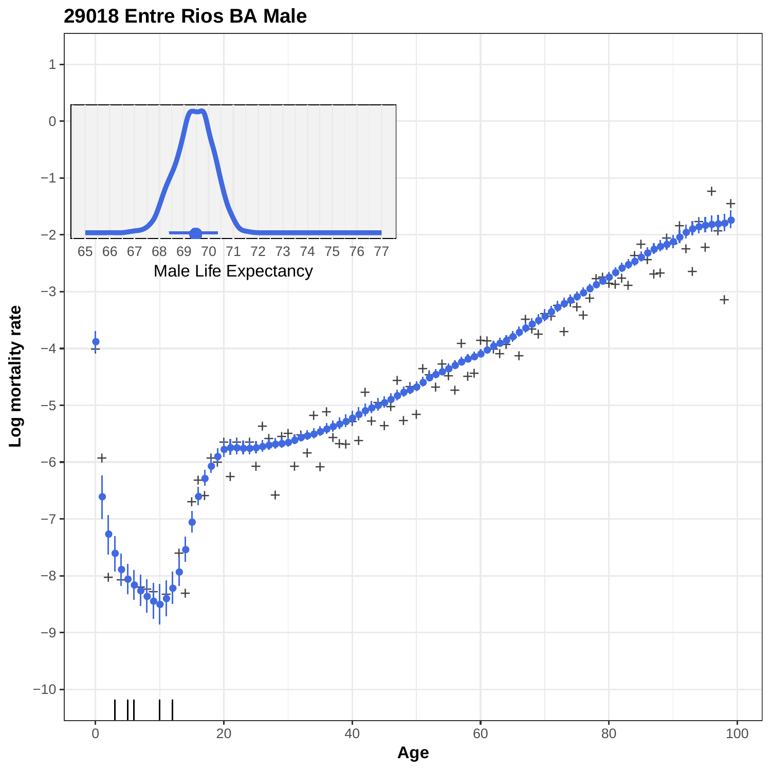**29018 Entre Rios BA Male**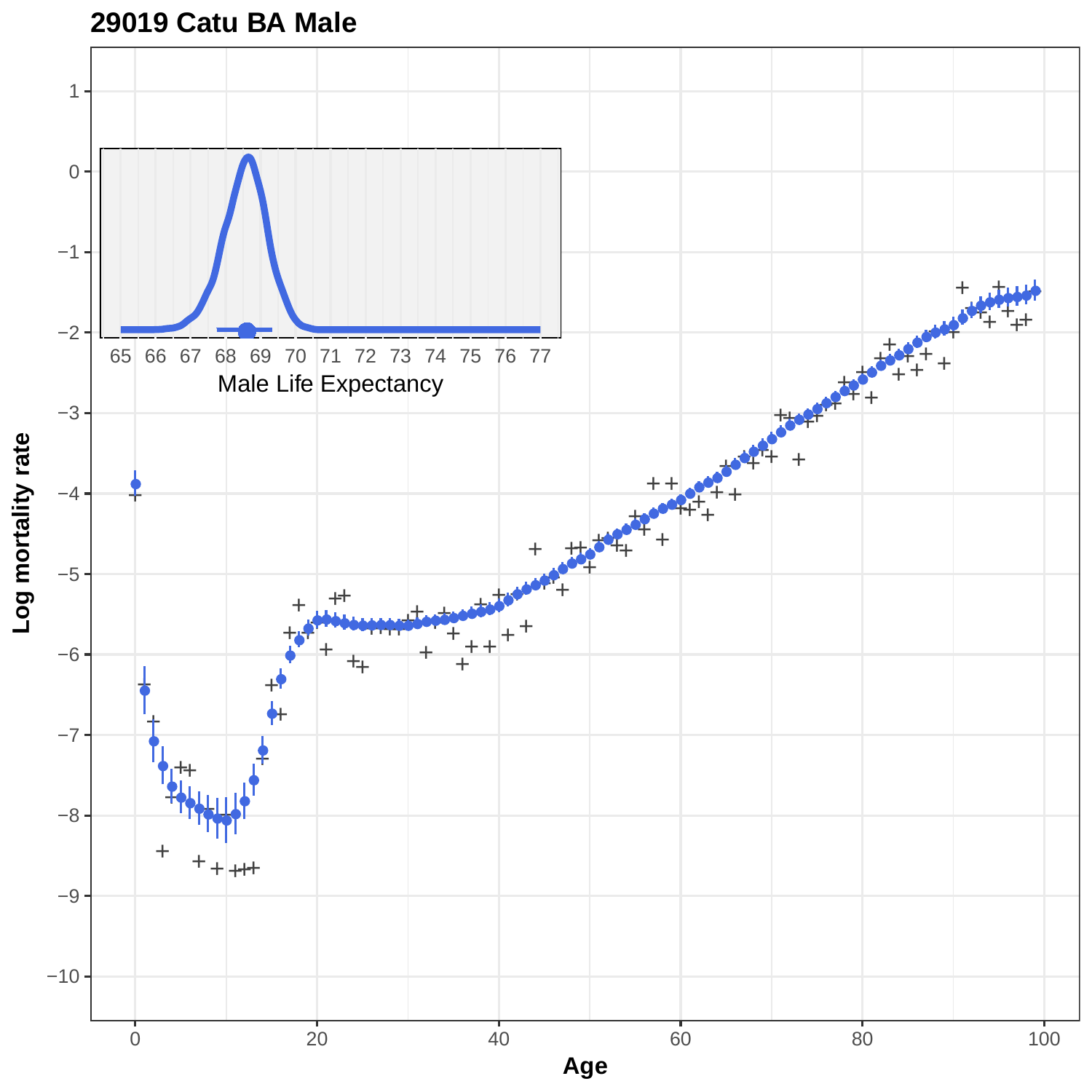**29019 Catu BA Male**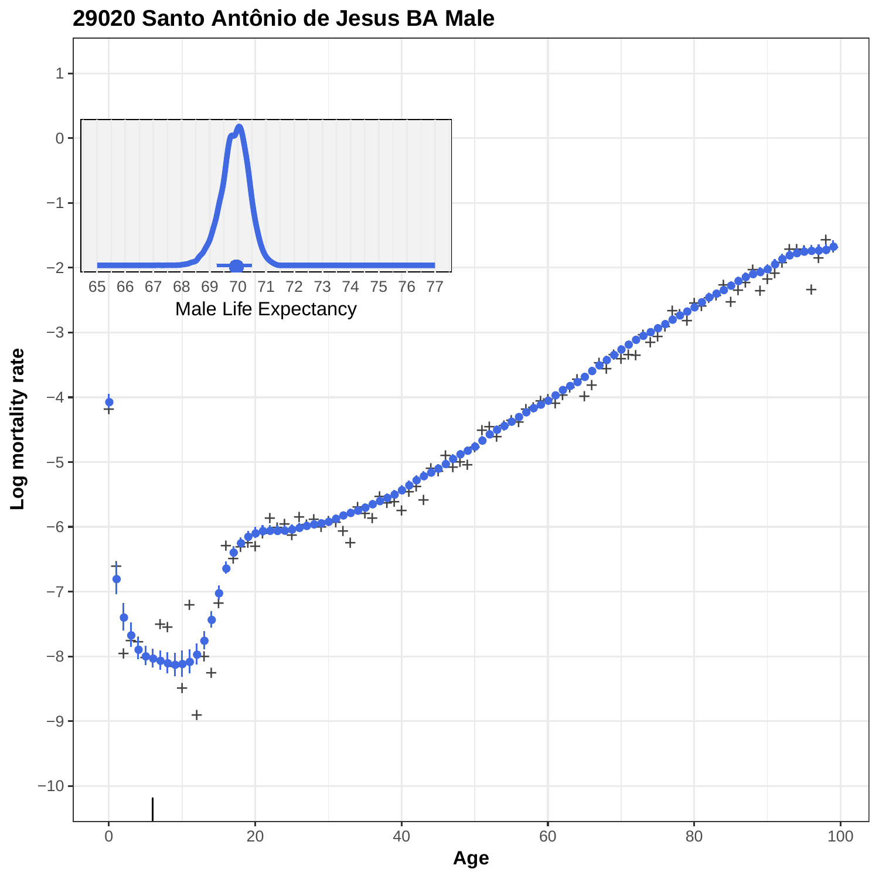## 29020 Santo Antônio de Jesus BA Male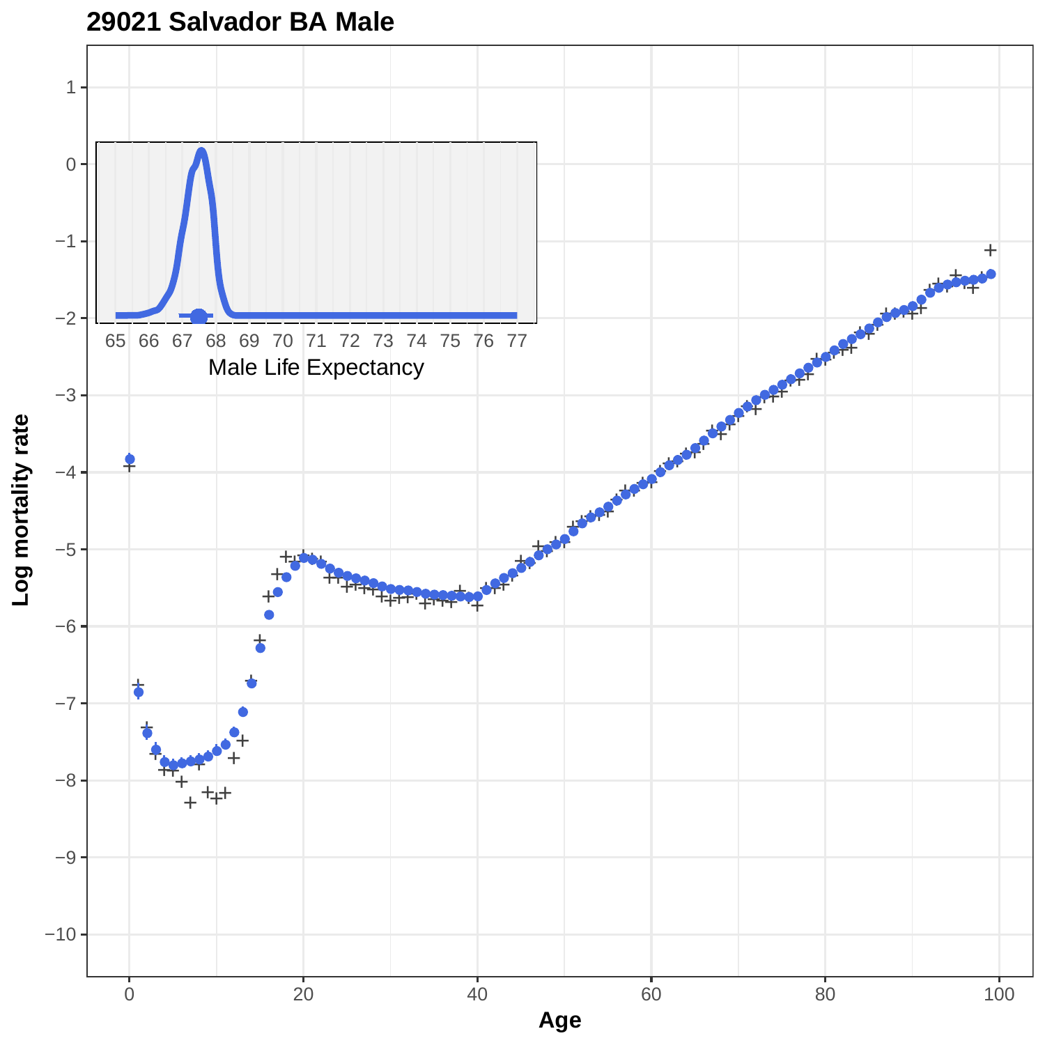## 29021 Salvador BA Male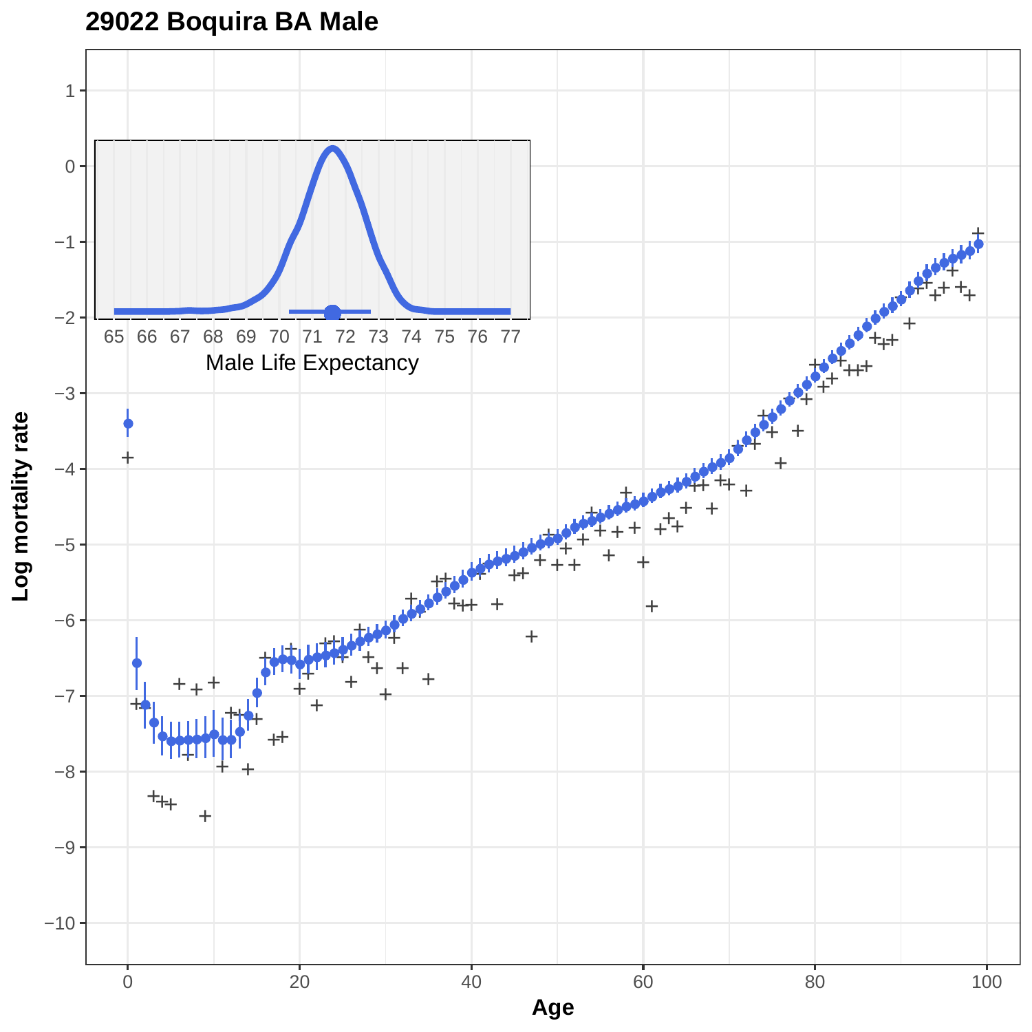# 29022 Boquira BA Male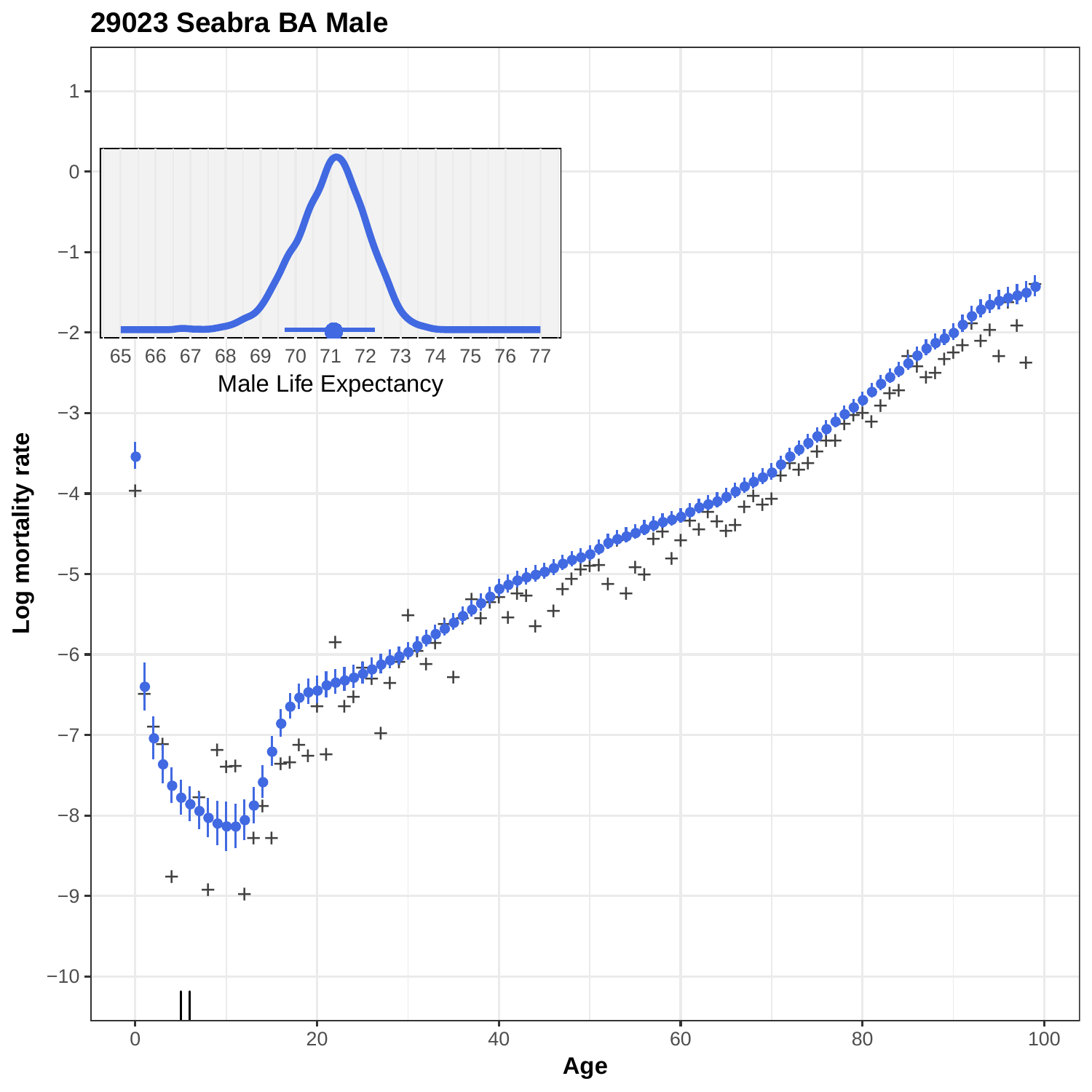**29023 Seabra BA Male**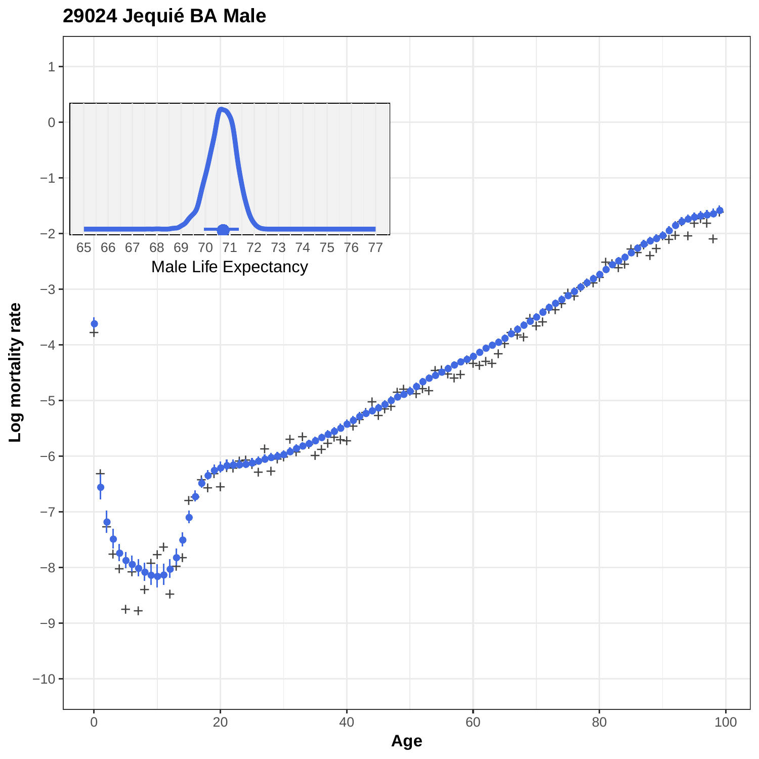**29024 Jequié BA Male**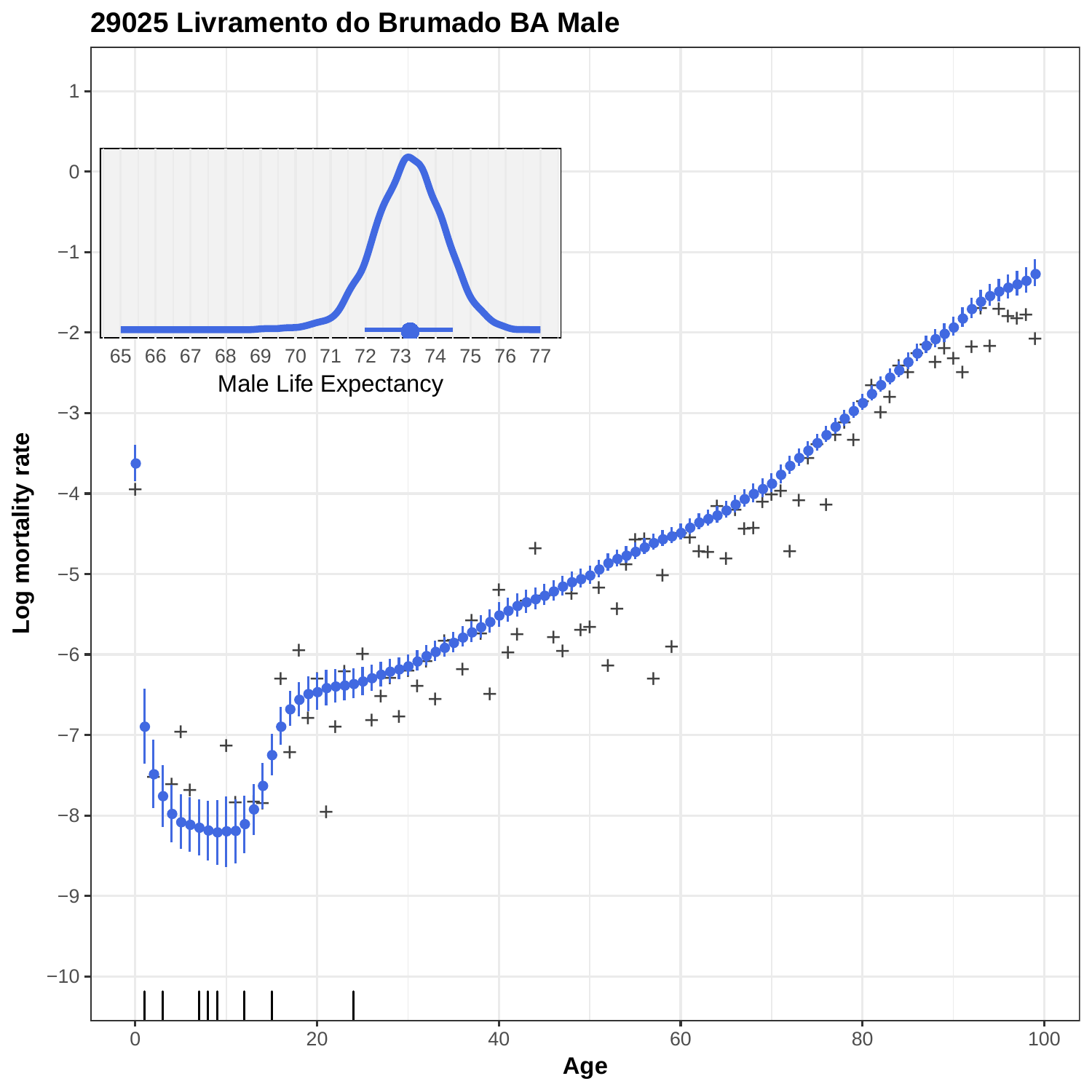## 29025 Livramento do Brumado BA Male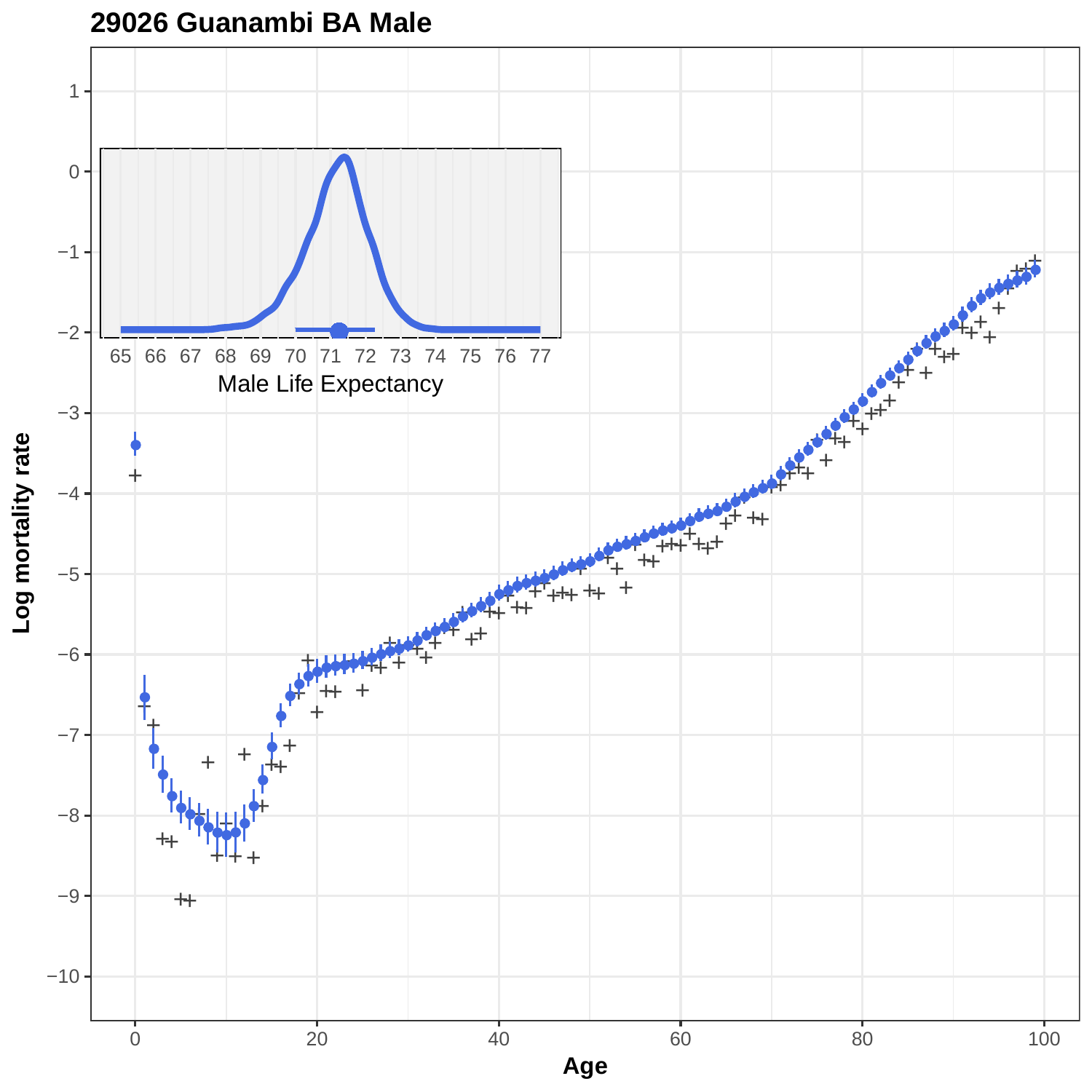## 29026 Guanambi BA Male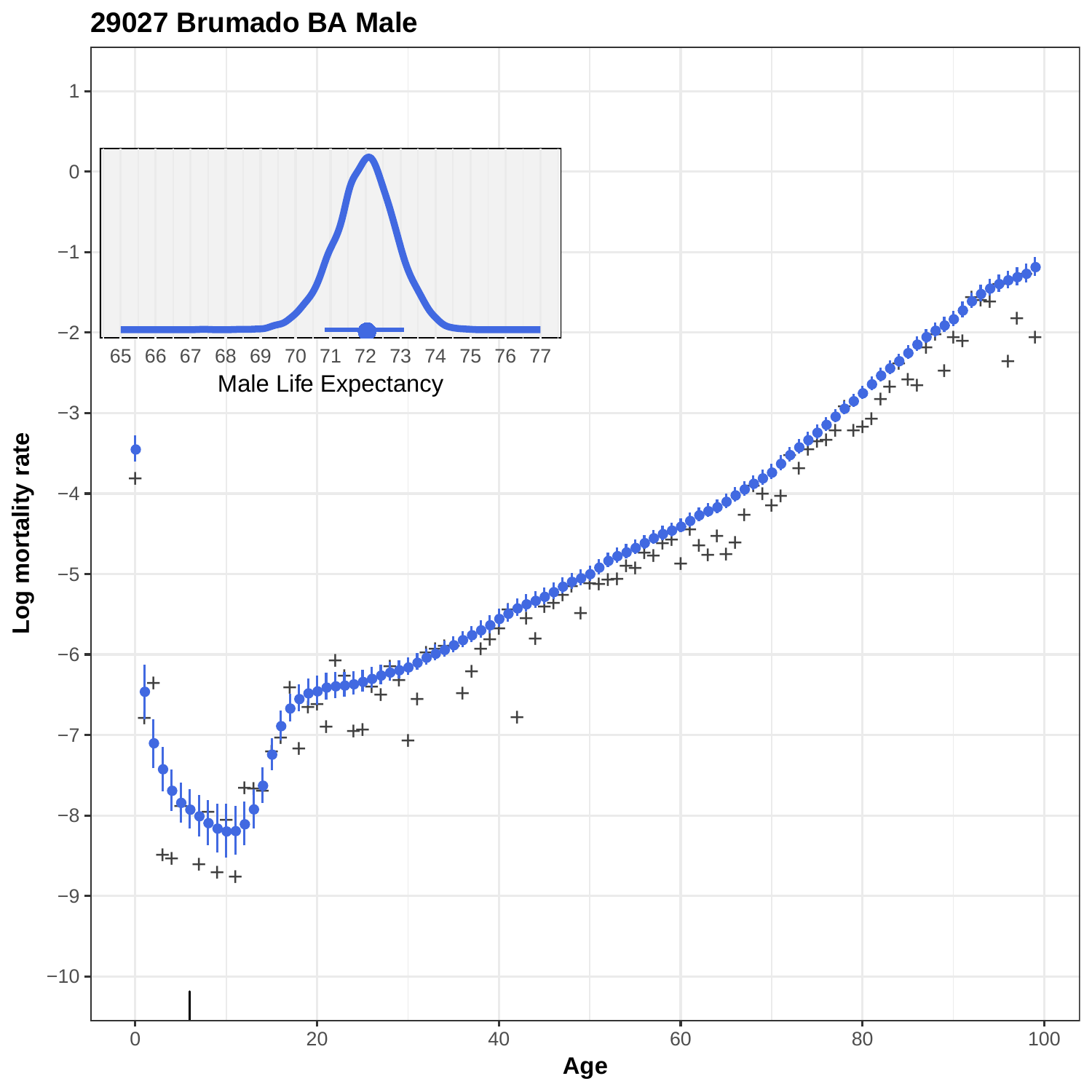**29027 Brumado BA Male**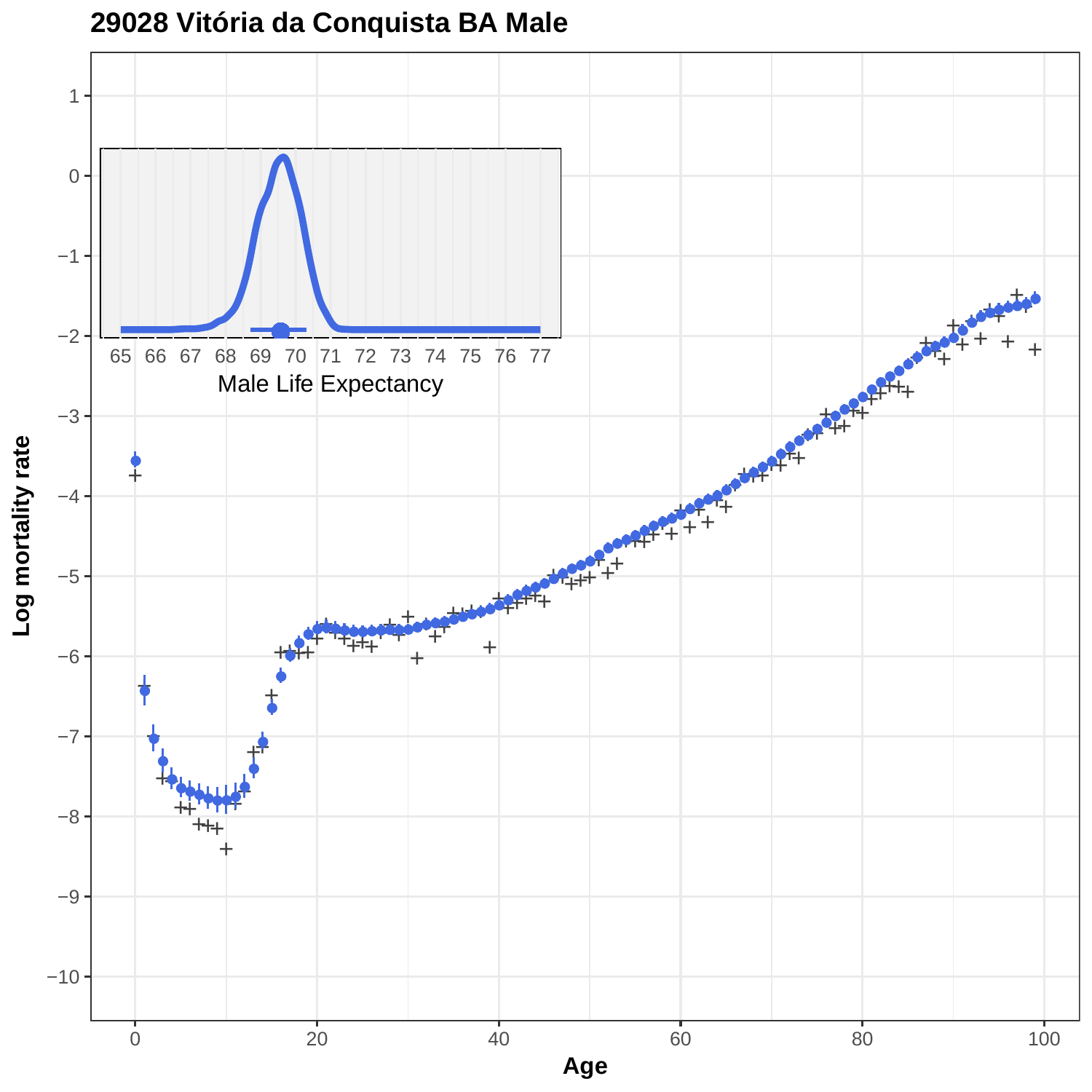## 29028 Vitória da Conquista BA Male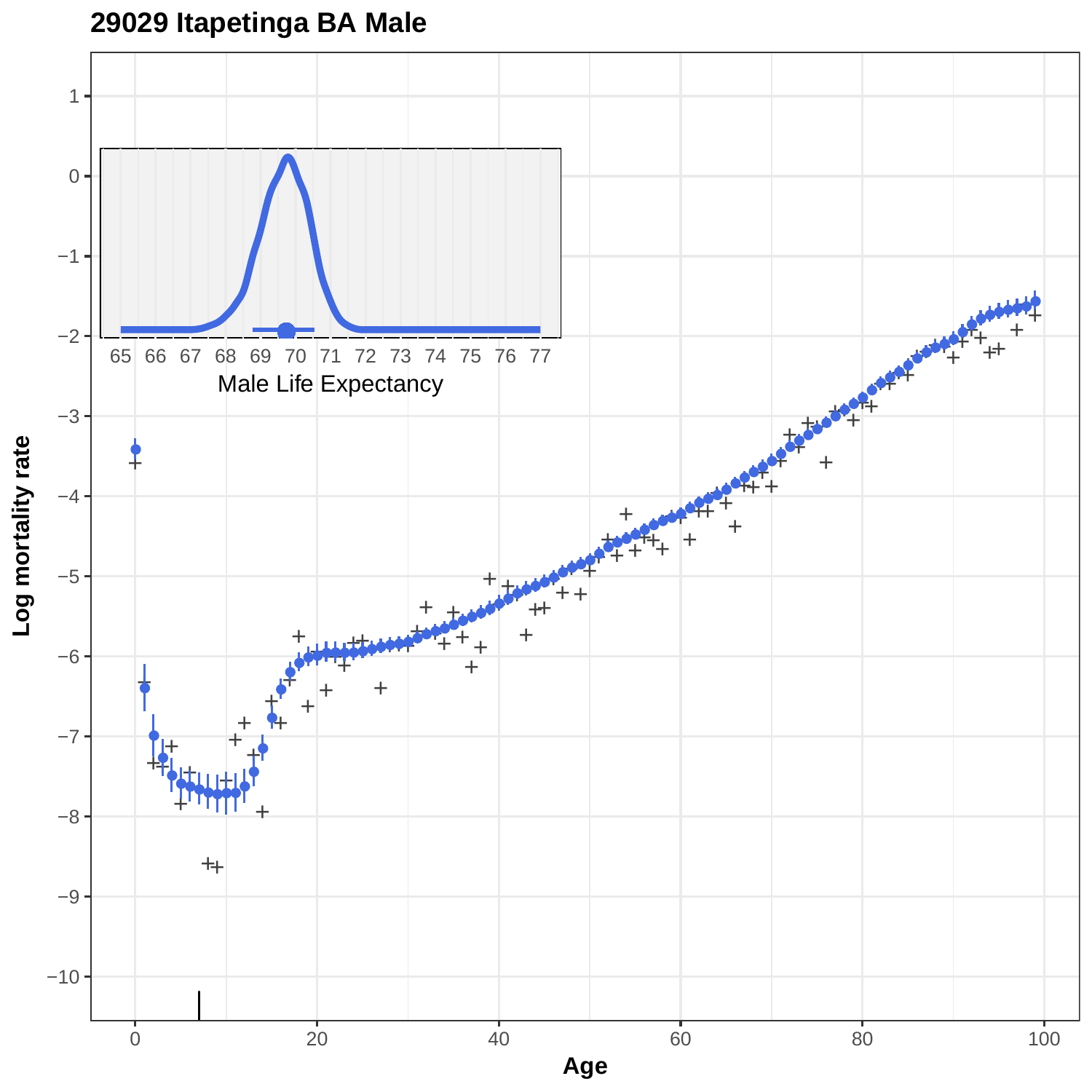# 29029 Itapetinga BA Male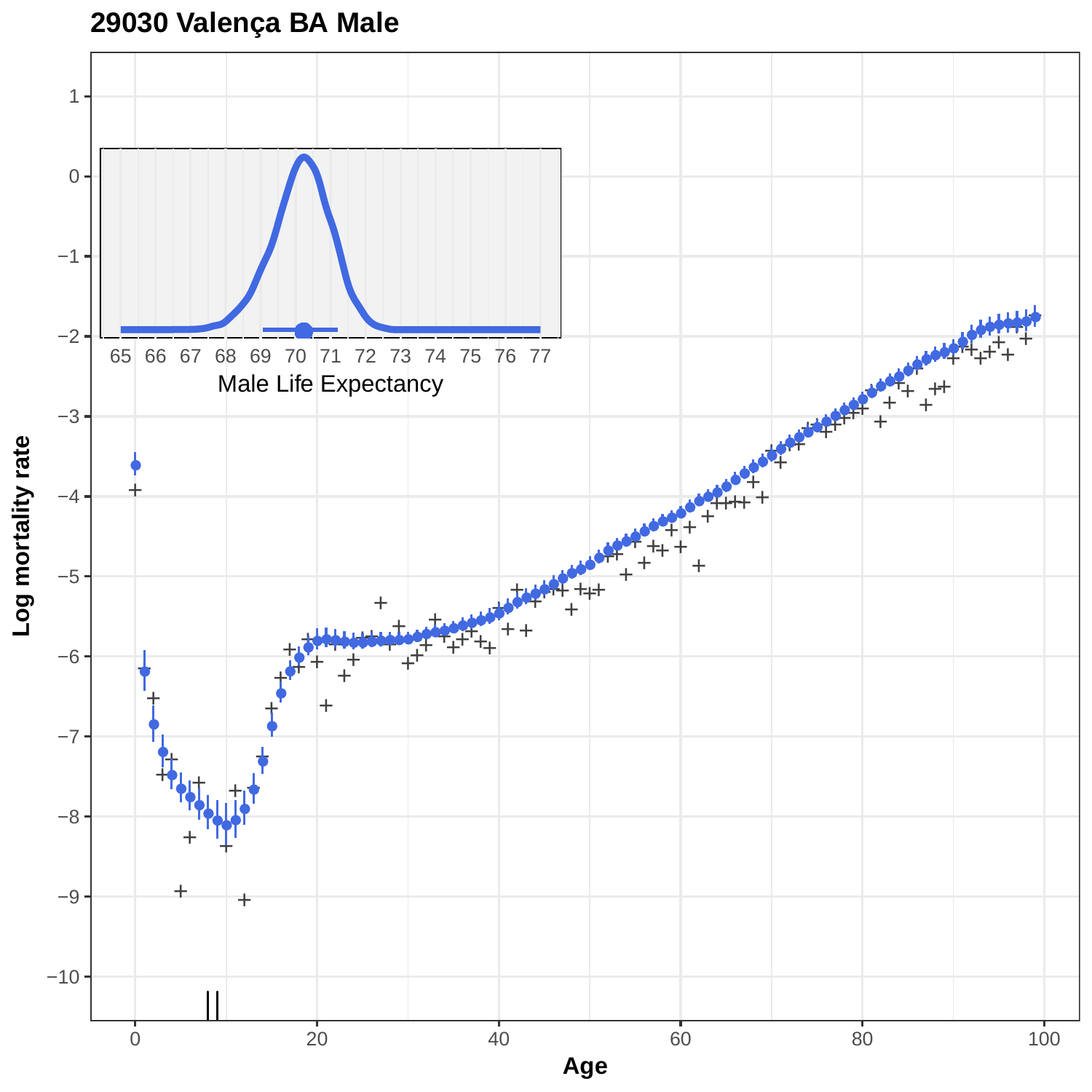**29030 Valença BA Male**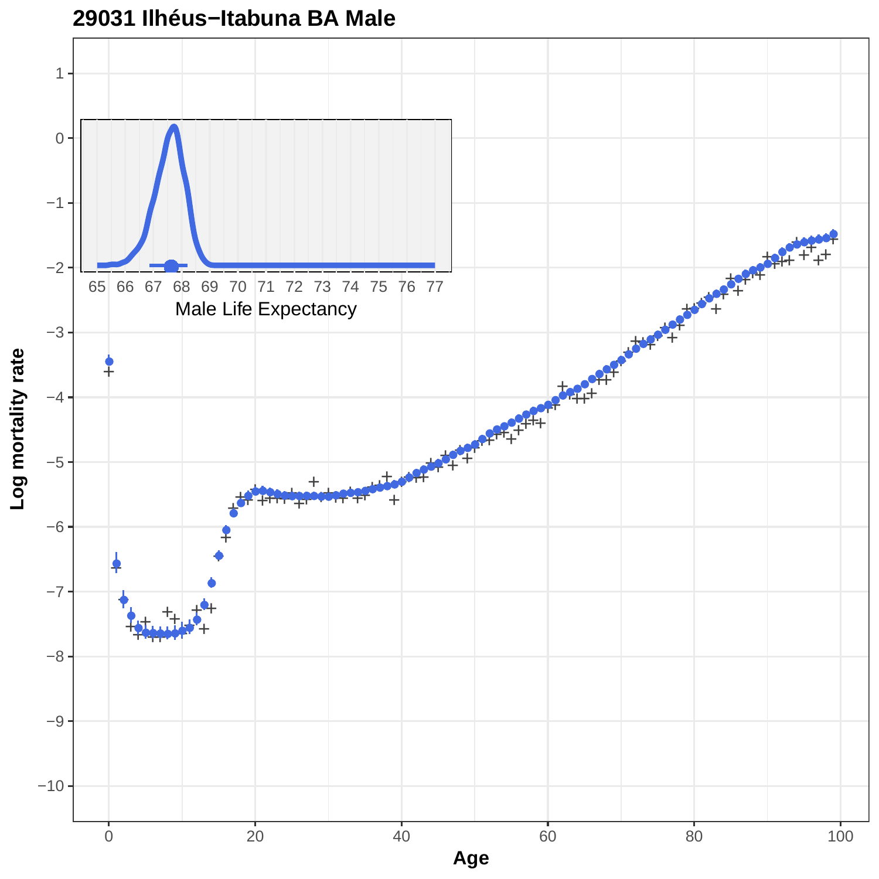# 29031 Ilhéus−Itabuna BA Male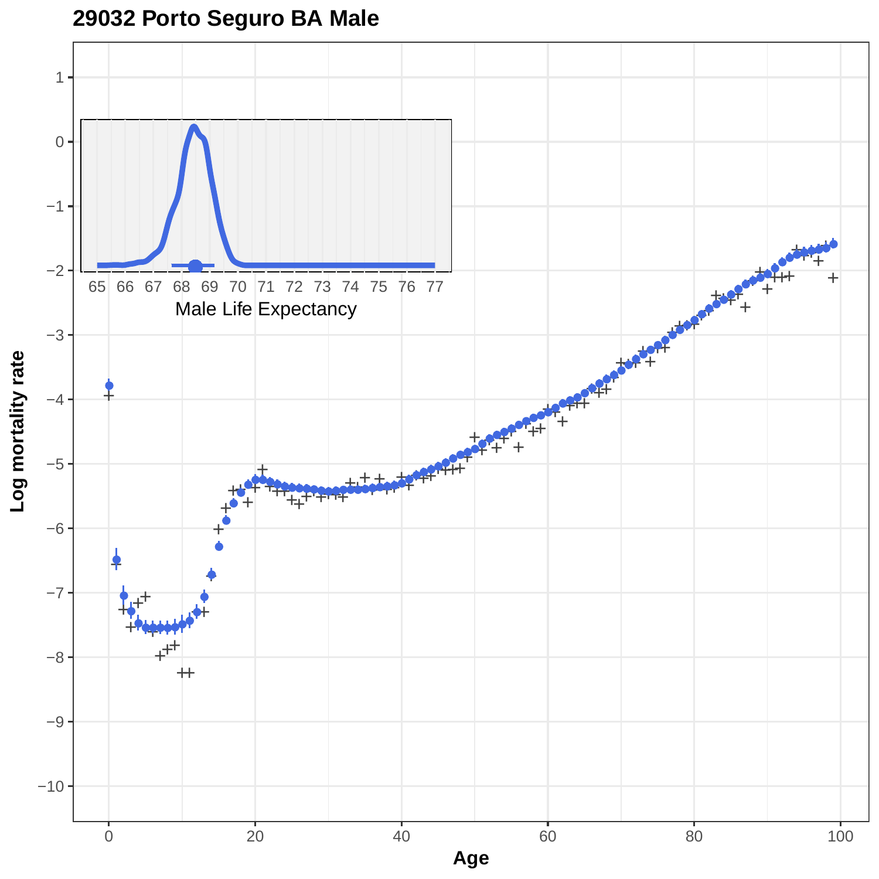**29032 Porto Seguro BA Male**

Log mortality rate

1
0
−1
−2
−3
−4
−5
−6
−7
−8
−9
−10

Age

0
20
40
60
80
100

Male Life Expectancy

65 66 67 68 69 70 71 72 73 74 75 76 77